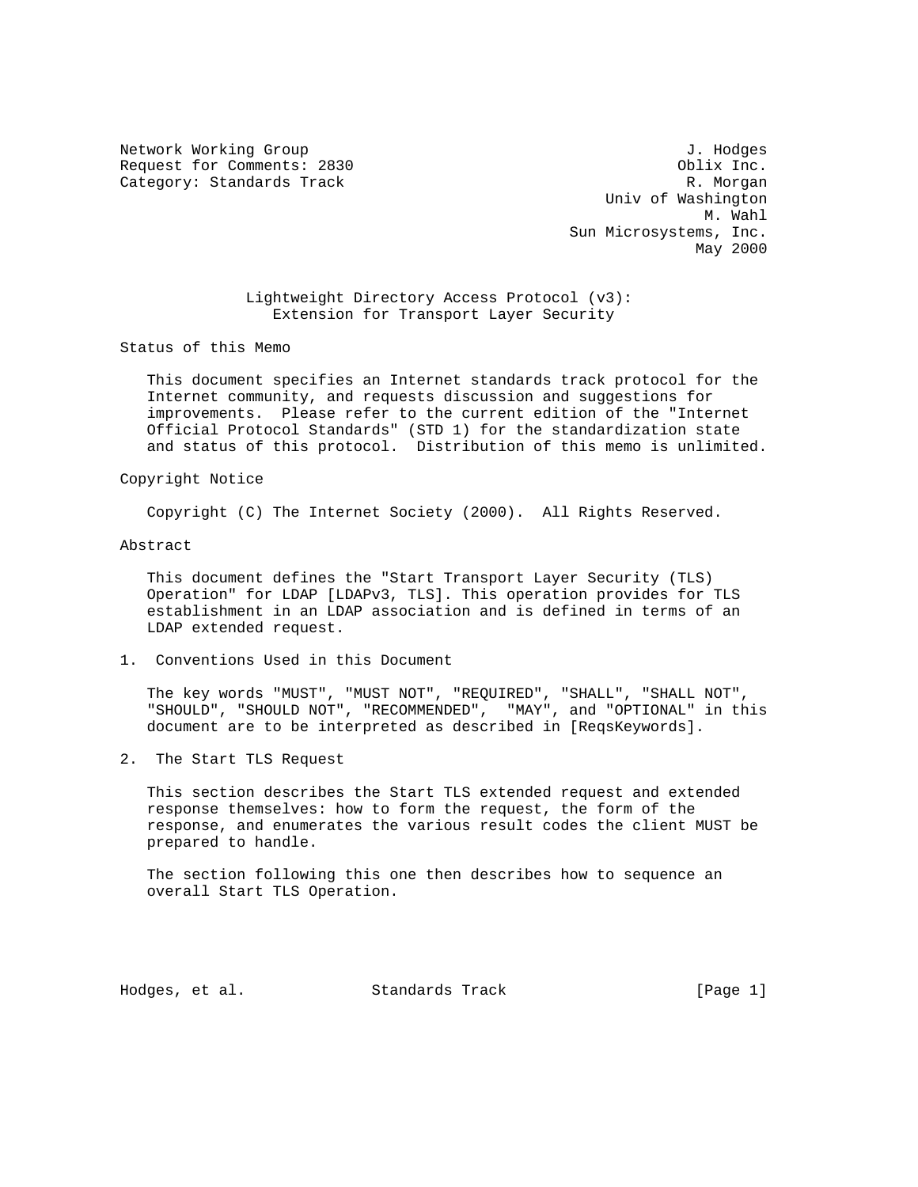Network Working Group J. Hodges
Request for Comments: 2830 Oblix Inc.
Category: Standards Track R. Morgan
Univ of Washington
M. Wahl
Sun Microsystems, Inc.
May 2000

# Lightweight Directory Access Protocol (v3): Extension for Transport Layer Security

## Status of this Memo

This document specifies an Internet standards track protocol for the Internet community, and requests discussion and suggestions for improvements. Please refer to the current edition of the "Internet Official Protocol Standards" (STD 1) for the standardization state and status of this protocol. Distribution of this memo is unlimited.

## Copyright Notice

Copyright (C) The Internet Society (2000). All Rights Reserved.

## Abstract

This document defines the "Start Transport Layer Security (TLS) Operation" for LDAP [LDAPv3, TLS]. This operation provides for TLS establishment in an LDAP association and is defined in terms of an LDAP extended request.

## 1. Conventions Used in this Document

The key words "MUST", "MUST NOT", "REQUIRED", "SHALL", "SHALL NOT", "SHOULD", "SHOULD NOT", "RECOMMENDED", "MAY", and "OPTIONAL" in this document are to be interpreted as described in [ReqsKeywords].

## 2. The Start TLS Request

This section describes the Start TLS extended request and extended response themselves: how to form the request, the form of the response, and enumerates the various result codes the client MUST be prepared to handle.

The section following this one then describes how to sequence an overall Start TLS Operation.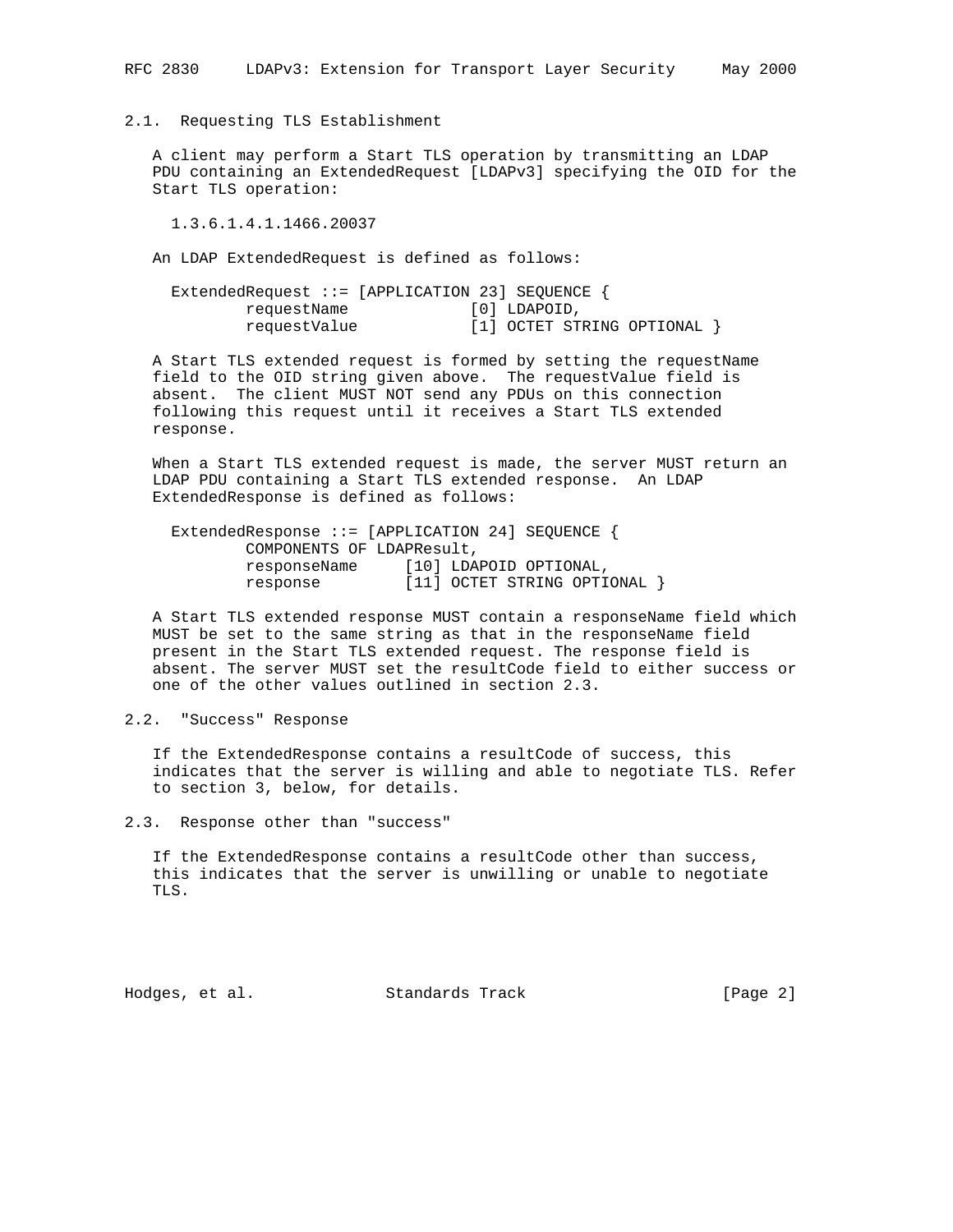## 2.1. Requesting TLS Establishment

A client may perform a Start TLS operation by transmitting an LDAP PDU containing an ExtendedRequest [LDAPv3] specifying the OID for the Start TLS operation:

```
1.3.6.1.4.1.1466.20037
```

An LDAP ExtendedRequest is defined as follows:

```
ExtendedRequest ::= [APPLICATION 23] SEQUENCE {
        requestName             [0] LDAPOID,
        requestValue            [1] OCTET STRING OPTIONAL }
```

A Start TLS extended request is formed by setting the requestName field to the OID string given above. The requestValue field is absent. The client MUST NOT send any PDUs on this connection following this request until it receives a Start TLS extended response.

When a Start TLS extended request is made, the server MUST return an LDAP PDU containing a Start TLS extended response. An LDAP ExtendedResponse is defined as follows:

```
ExtendedResponse ::= [APPLICATION 24] SEQUENCE {
        COMPONENTS OF LDAPResult,
        responseName     [10] LDAPOID OPTIONAL,
        response         [11] OCTET STRING OPTIONAL }
```

A Start TLS extended response MUST contain a responseName field which MUST be set to the same string as that in the responseName field present in the Start TLS extended request. The response field is absent. The server MUST set the resultCode field to either success or one of the other values outlined in section 2.3.

## 2.2. "Success" Response

If the ExtendedResponse contains a resultCode of success, this indicates that the server is willing and able to negotiate TLS. Refer to section 3, below, for details.

## 2.3. Response other than "success"

If the ExtendedResponse contains a resultCode other than success, this indicates that the server is unwilling or unable to negotiate TLS.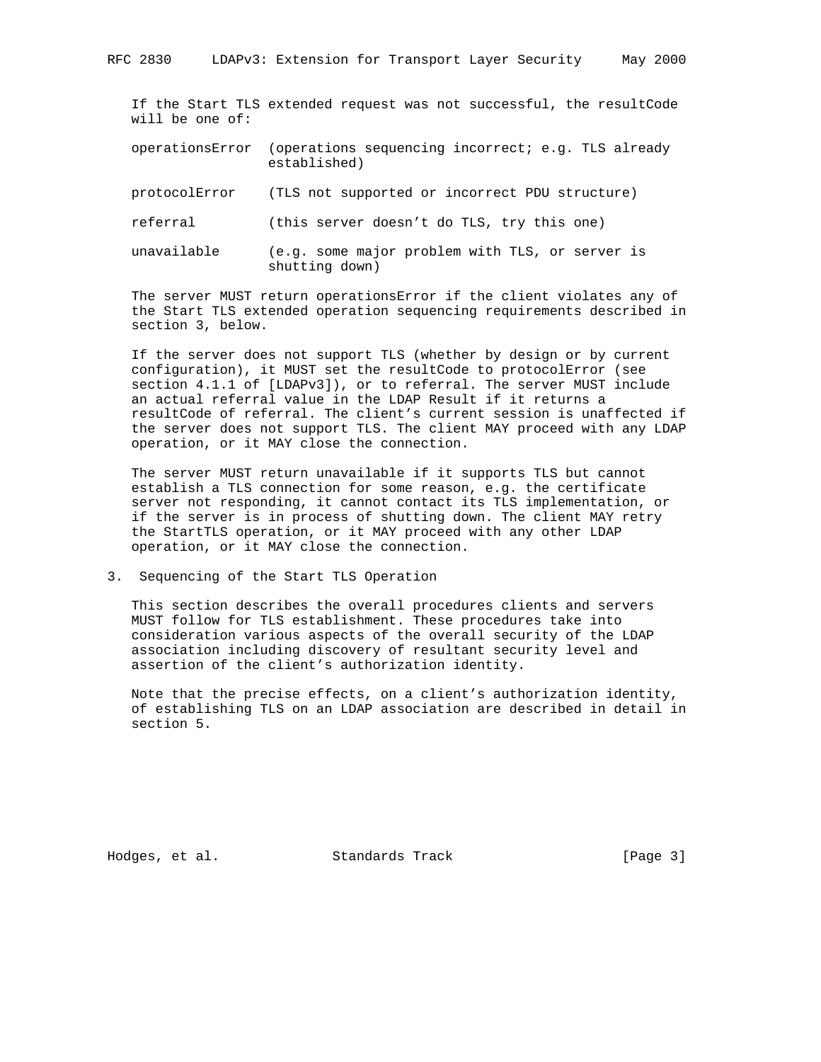If the Start TLS extended request was not successful, the resultCode will be one of:

| | |
|---|---|
| operationsError | (operations sequencing incorrect; e.g. TLS already established) |
| protocolError | (TLS not supported or incorrect PDU structure) |
| referral | (this server doesn't do TLS, try this one) |
| unavailable | (e.g. some major problem with TLS, or server is shutting down) |

The server MUST return operationsError if the client violates any of the Start TLS extended operation sequencing requirements described in section 3, below.

If the server does not support TLS (whether by design or by current configuration), it MUST set the resultCode to protocolError (see section 4.1.1 of [LDAPv3]), or to referral. The server MUST include an actual referral value in the LDAP Result if it returns a resultCode of referral. The client's current session is unaffected if the server does not support TLS. The client MAY proceed with any LDAP operation, or it MAY close the connection.

The server MUST return unavailable if it supports TLS but cannot establish a TLS connection for some reason, e.g. the certificate server not responding, it cannot contact its TLS implementation, or if the server is in process of shutting down. The client MAY retry the StartTLS operation, or it MAY proceed with any other LDAP operation, or it MAY close the connection.

## 3. Sequencing of the Start TLS Operation

This section describes the overall procedures clients and servers MUST follow for TLS establishment. These procedures take into consideration various aspects of the overall security of the LDAP association including discovery of resultant security level and assertion of the client's authorization identity.

Note that the precise effects, on a client's authorization identity, of establishing TLS on an LDAP association are described in detail in section 5.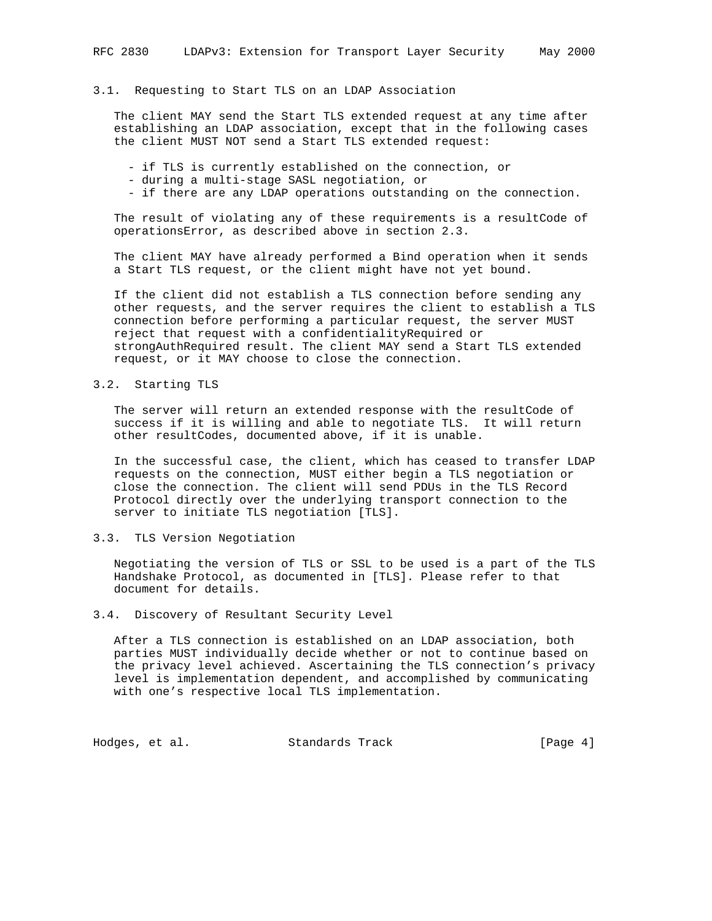### 3.1. Requesting to Start TLS on an LDAP Association

The client MAY send the Start TLS extended request at any time after establishing an LDAP association, except that in the following cases the client MUST NOT send a Start TLS extended request:

- if TLS is currently established on the connection, or
- during a multi-stage SASL negotiation, or
- if there are any LDAP operations outstanding on the connection.

The result of violating any of these requirements is a resultCode of operationsError, as described above in section 2.3.

The client MAY have already performed a Bind operation when it sends a Start TLS request, or the client might have not yet bound.

If the client did not establish a TLS connection before sending any other requests, and the server requires the client to establish a TLS connection before performing a particular request, the server MUST reject that request with a confidentialityRequired or strongAuthRequired result. The client MAY send a Start TLS extended request, or it MAY choose to close the connection.

### 3.2. Starting TLS

The server will return an extended response with the resultCode of success if it is willing and able to negotiate TLS. It will return other resultCodes, documented above, if it is unable.

In the successful case, the client, which has ceased to transfer LDAP requests on the connection, MUST either begin a TLS negotiation or close the connection. The client will send PDUs in the TLS Record Protocol directly over the underlying transport connection to the server to initiate TLS negotiation [TLS].

### 3.3. TLS Version Negotiation

Negotiating the version of TLS or SSL to be used is a part of the TLS Handshake Protocol, as documented in [TLS]. Please refer to that document for details.

### 3.4. Discovery of Resultant Security Level

After a TLS connection is established on an LDAP association, both parties MUST individually decide whether or not to continue based on the privacy level achieved. Ascertaining the TLS connection's privacy level is implementation dependent, and accomplished by communicating with one's respective local TLS implementation.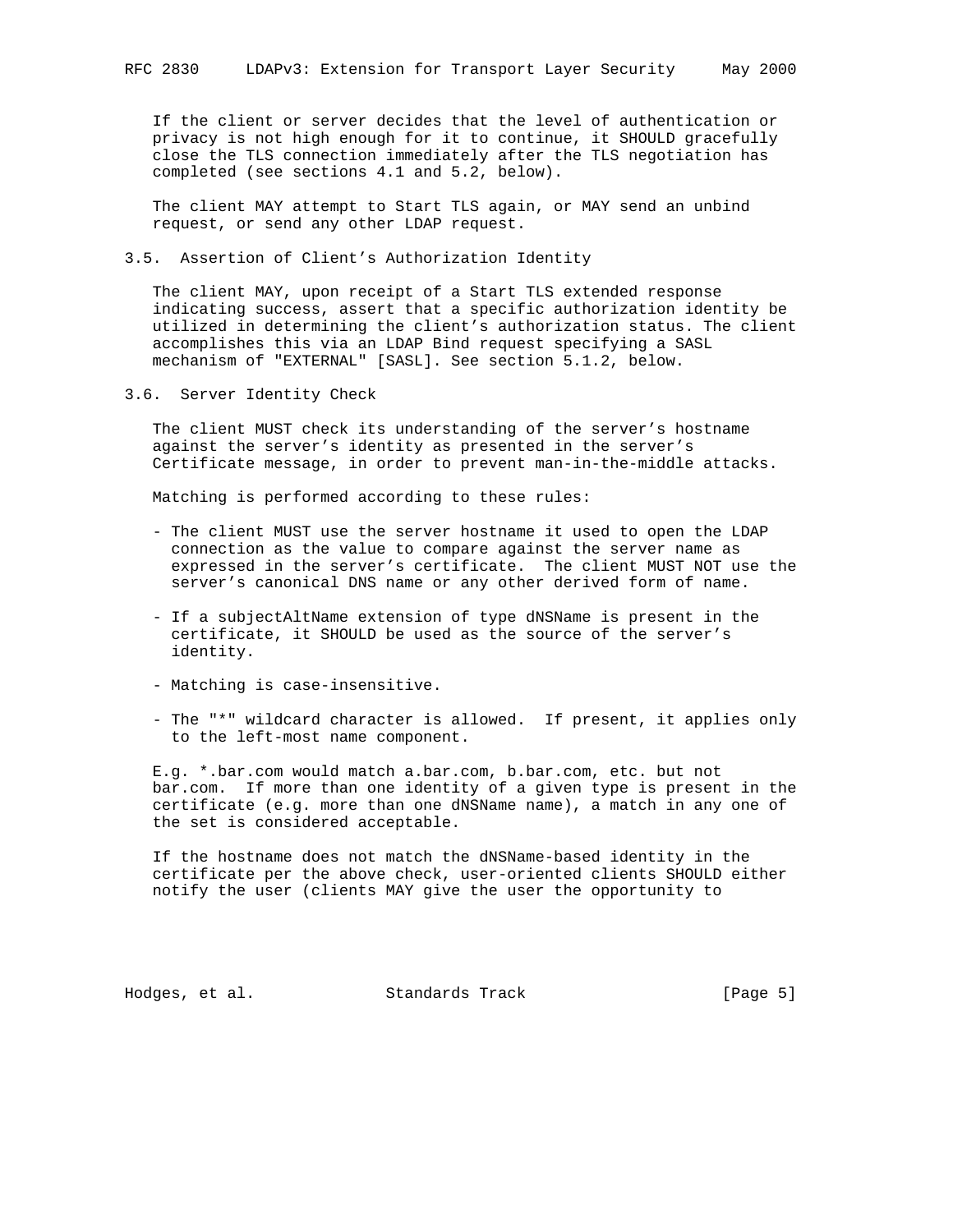If the client or server decides that the level of authentication or privacy is not high enough for it to continue, it SHOULD gracefully close the TLS connection immediately after the TLS negotiation has completed (see sections 4.1 and 5.2, below).

The client MAY attempt to Start TLS again, or MAY send an unbind request, or send any other LDAP request.

### 3.5. Assertion of Client's Authorization Identity

The client MAY, upon receipt of a Start TLS extended response indicating success, assert that a specific authorization identity be utilized in determining the client's authorization status. The client accomplishes this via an LDAP Bind request specifying a SASL mechanism of "EXTERNAL" [SASL]. See section 5.1.2, below.

### 3.6. Server Identity Check

The client MUST check its understanding of the server's hostname against the server's identity as presented in the server's Certificate message, in order to prevent man-in-the-middle attacks.

Matching is performed according to these rules:

- The client MUST use the server hostname it used to open the LDAP connection as the value to compare against the server name as expressed in the server's certificate. The client MUST NOT use the server's canonical DNS name or any other derived form of name.

- If a subjectAltName extension of type dNSName is present in the certificate, it SHOULD be used as the source of the server's identity.

- Matching is case-insensitive.

- The "*" wildcard character is allowed. If present, it applies only to the left-most name component.

E.g. *.bar.com would match a.bar.com, b.bar.com, etc. but not bar.com. If more than one identity of a given type is present in the certificate (e.g. more than one dNSName name), a match in any one of the set is considered acceptable.

If the hostname does not match the dNSName-based identity in the certificate per the above check, user-oriented clients SHOULD either notify the user (clients MAY give the user the opportunity to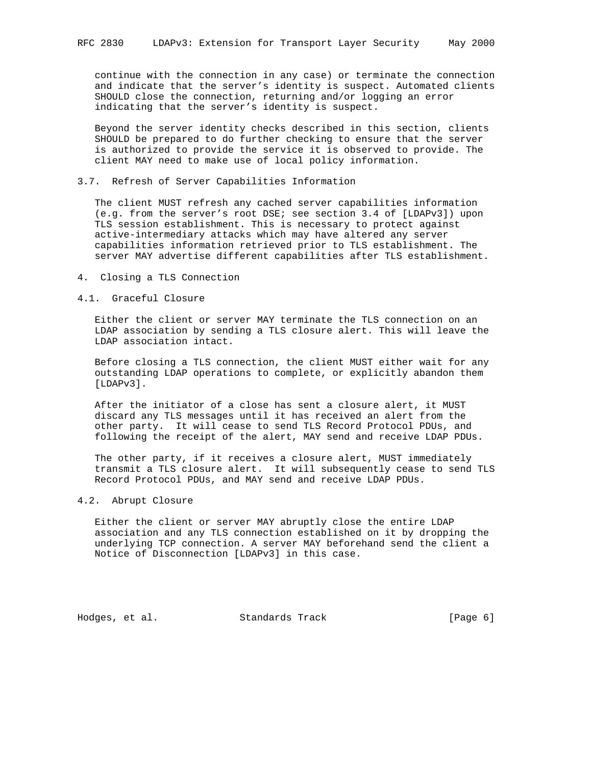continue with the connection in any case) or terminate the connection and indicate that the server's identity is suspect. Automated clients SHOULD close the connection, returning and/or logging an error indicating that the server's identity is suspect.

Beyond the server identity checks described in this section, clients SHOULD be prepared to do further checking to ensure that the server is authorized to provide the service it is observed to provide. The client MAY need to make use of local policy information.

### 3.7. Refresh of Server Capabilities Information

The client MUST refresh any cached server capabilities information (e.g. from the server's root DSE; see section 3.4 of [LDAPv3]) upon TLS session establishment. This is necessary to protect against active-intermediary attacks which may have altered any server capabilities information retrieved prior to TLS establishment. The server MAY advertise different capabilities after TLS establishment.

## 4. Closing a TLS Connection

### 4.1. Graceful Closure

Either the client or server MAY terminate the TLS connection on an LDAP association by sending a TLS closure alert. This will leave the LDAP association intact.

Before closing a TLS connection, the client MUST either wait for any outstanding LDAP operations to complete, or explicitly abandon them [LDAPv3].

After the initiator of a close has sent a closure alert, it MUST discard any TLS messages until it has received an alert from the other party. It will cease to send TLS Record Protocol PDUs, and following the receipt of the alert, MAY send and receive LDAP PDUs.

The other party, if it receives a closure alert, MUST immediately transmit a TLS closure alert. It will subsequently cease to send TLS Record Protocol PDUs, and MAY send and receive LDAP PDUs.

### 4.2. Abrupt Closure

Either the client or server MAY abruptly close the entire LDAP association and any TLS connection established on it by dropping the underlying TCP connection. A server MAY beforehand send the client a Notice of Disconnection [LDAPv3] in this case.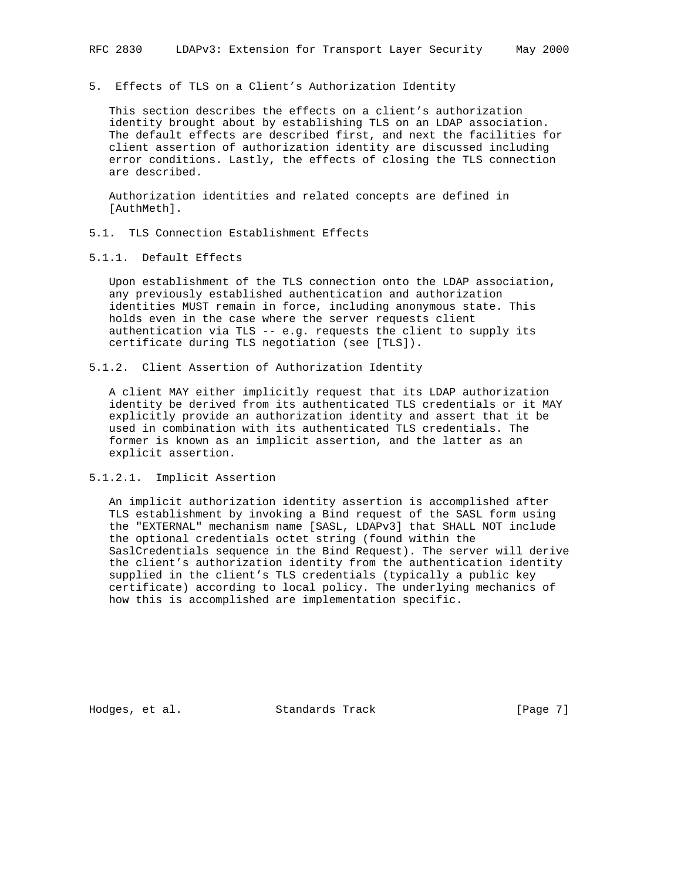## 5. Effects of TLS on a Client's Authorization Identity

This section describes the effects on a client's authorization identity brought about by establishing TLS on an LDAP association. The default effects are described first, and next the facilities for client assertion of authorization identity are discussed including error conditions. Lastly, the effects of closing the TLS connection are described.

Authorization identities and related concepts are defined in [AuthMeth].

### 5.1. TLS Connection Establishment Effects

#### 5.1.1. Default Effects

Upon establishment of the TLS connection onto the LDAP association, any previously established authentication and authorization identities MUST remain in force, including anonymous state. This holds even in the case where the server requests client authentication via TLS -- e.g. requests the client to supply its certificate during TLS negotiation (see [TLS]).

#### 5.1.2. Client Assertion of Authorization Identity

A client MAY either implicitly request that its LDAP authorization identity be derived from its authenticated TLS credentials or it MAY explicitly provide an authorization identity and assert that it be used in combination with its authenticated TLS credentials. The former is known as an implicit assertion, and the latter as an explicit assertion.

##### 5.1.2.1. Implicit Assertion

An implicit authorization identity assertion is accomplished after TLS establishment by invoking a Bind request of the SASL form using the "EXTERNAL" mechanism name [SASL, LDAPv3] that SHALL NOT include the optional credentials octet string (found within the SaslCredentials sequence in the Bind Request). The server will derive the client's authorization identity from the authentication identity supplied in the client's TLS credentials (typically a public key certificate) according to local policy. The underlying mechanics of how this is accomplished are implementation specific.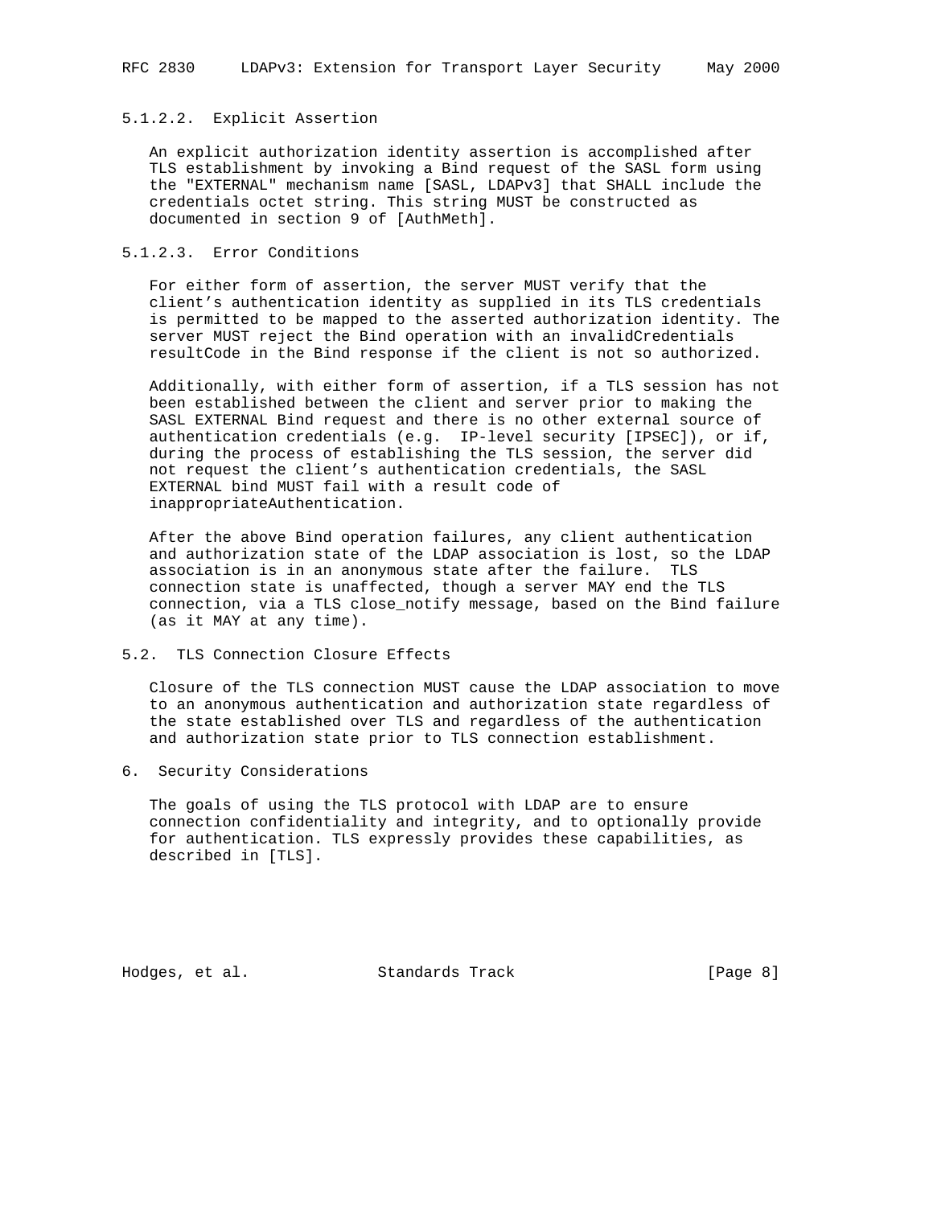#### 5.1.2.2. Explicit Assertion

An explicit authorization identity assertion is accomplished after TLS establishment by invoking a Bind request of the SASL form using the "EXTERNAL" mechanism name [SASL, LDAPv3] that SHALL include the credentials octet string. This string MUST be constructed as documented in section 9 of [AuthMeth].

#### 5.1.2.3. Error Conditions

For either form of assertion, the server MUST verify that the client's authentication identity as supplied in its TLS credentials is permitted to be mapped to the asserted authorization identity. The server MUST reject the Bind operation with an invalidCredentials resultCode in the Bind response if the client is not so authorized.

Additionally, with either form of assertion, if a TLS session has not been established between the client and server prior to making the SASL EXTERNAL Bind request and there is no other external source of authentication credentials (e.g. IP-level security [IPSEC]), or if, during the process of establishing the TLS session, the server did not request the client's authentication credentials, the SASL EXTERNAL bind MUST fail with a result code of inappropriateAuthentication.

After the above Bind operation failures, any client authentication and authorization state of the LDAP association is lost, so the LDAP association is in an anonymous state after the failure. TLS connection state is unaffected, though a server MAY end the TLS connection, via a TLS close_notify message, based on the Bind failure (as it MAY at any time).

### 5.2. TLS Connection Closure Effects

Closure of the TLS connection MUST cause the LDAP association to move to an anonymous authentication and authorization state regardless of the state established over TLS and regardless of the authentication and authorization state prior to TLS connection establishment.

## 6. Security Considerations

The goals of using the TLS protocol with LDAP are to ensure connection confidentiality and integrity, and to optionally provide for authentication. TLS expressly provides these capabilities, as described in [TLS].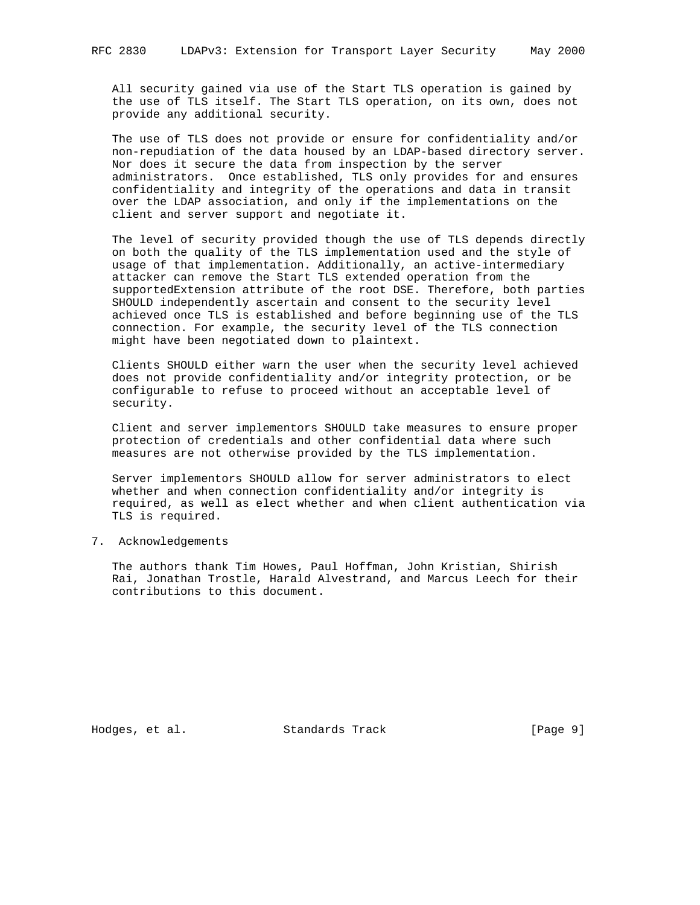All security gained via use of the Start TLS operation is gained by the use of TLS itself. The Start TLS operation, on its own, does not provide any additional security.

The use of TLS does not provide or ensure for confidentiality and/or non-repudiation of the data housed by an LDAP-based directory server. Nor does it secure the data from inspection by the server administrators. Once established, TLS only provides for and ensures confidentiality and integrity of the operations and data in transit over the LDAP association, and only if the implementations on the client and server support and negotiate it.

The level of security provided though the use of TLS depends directly on both the quality of the TLS implementation used and the style of usage of that implementation. Additionally, an active-intermediary attacker can remove the Start TLS extended operation from the supportedExtension attribute of the root DSE. Therefore, both parties SHOULD independently ascertain and consent to the security level achieved once TLS is established and before beginning use of the TLS connection. For example, the security level of the TLS connection might have been negotiated down to plaintext.

Clients SHOULD either warn the user when the security level achieved does not provide confidentiality and/or integrity protection, or be configurable to refuse to proceed without an acceptable level of security.

Client and server implementors SHOULD take measures to ensure proper protection of credentials and other confidential data where such measures are not otherwise provided by the TLS implementation.

Server implementors SHOULD allow for server administrators to elect whether and when connection confidentiality and/or integrity is required, as well as elect whether and when client authentication via TLS is required.

## 7. Acknowledgements

The authors thank Tim Howes, Paul Hoffman, John Kristian, Shirish Rai, Jonathan Trostle, Harald Alvestrand, and Marcus Leech for their contributions to this document.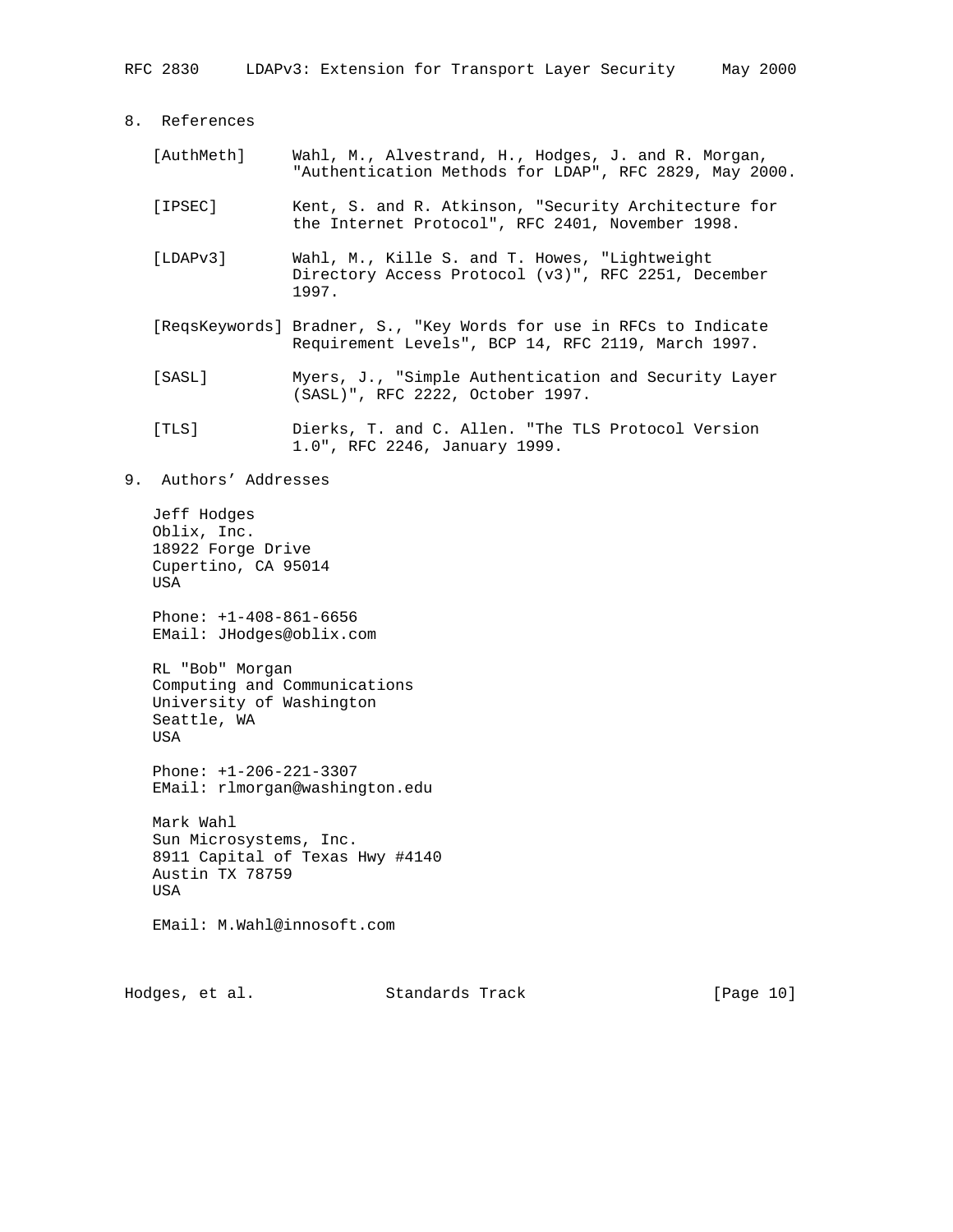## 8. References

[AuthMeth] Wahl, M., Alvestrand, H., Hodges, J. and R. Morgan, "Authentication Methods for LDAP", RFC 2829, May 2000.

[IPSEC] Kent, S. and R. Atkinson, "Security Architecture for the Internet Protocol", RFC 2401, November 1998.

[LDAPv3] Wahl, M., Kille S. and T. Howes, "Lightweight Directory Access Protocol (v3)", RFC 2251, December 1997.

[ReqsKeywords] Bradner, S., "Key Words for use in RFCs to Indicate Requirement Levels", BCP 14, RFC 2119, March 1997.

[SASL] Myers, J., "Simple Authentication and Security Layer (SASL)", RFC 2222, October 1997.

[TLS] Dierks, T. and C. Allen. "The TLS Protocol Version 1.0", RFC 2246, January 1999.

## 9. Authors' Addresses

Jeff Hodges
Oblix, Inc.
18922 Forge Drive
Cupertino, CA 95014
USA

Phone: +1-408-861-6656
EMail: JHodges@oblix.com

RL "Bob" Morgan
Computing and Communications
University of Washington
Seattle, WA
USA

Phone: +1-206-221-3307
EMail: rlmorgan@washington.edu

Mark Wahl
Sun Microsystems, Inc.
8911 Capital of Texas Hwy #4140
Austin TX 78759
USA

EMail: M.Wahl@innosoft.com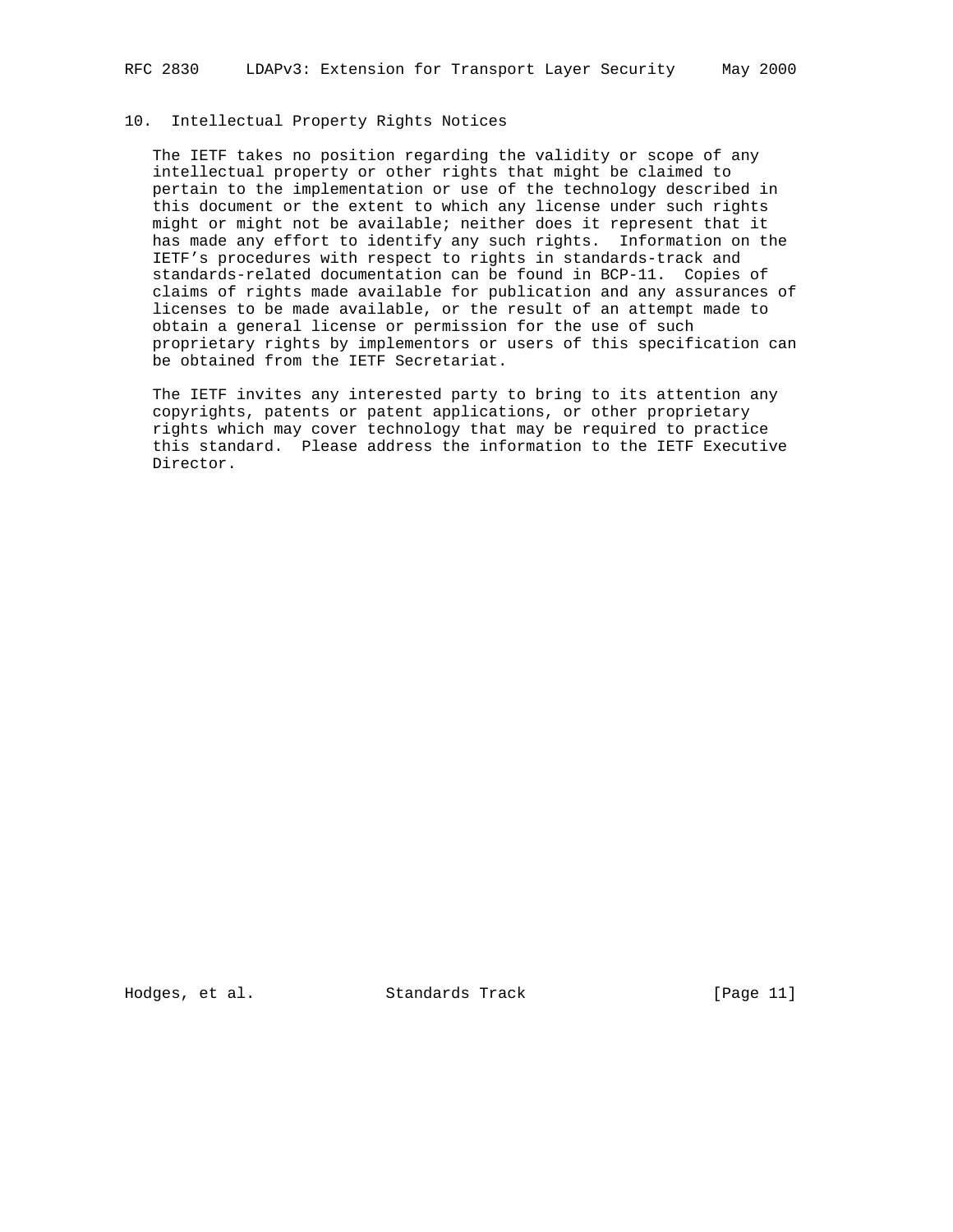## 10. Intellectual Property Rights Notices

The IETF takes no position regarding the validity or scope of any intellectual property or other rights that might be claimed to pertain to the implementation or use of the technology described in this document or the extent to which any license under such rights might or might not be available; neither does it represent that it has made any effort to identify any such rights. Information on the IETF's procedures with respect to rights in standards-track and standards-related documentation can be found in BCP-11. Copies of claims of rights made available for publication and any assurances of licenses to be made available, or the result of an attempt made to obtain a general license or permission for the use of such proprietary rights by implementors or users of this specification can be obtained from the IETF Secretariat.

The IETF invites any interested party to bring to its attention any copyrights, patents or patent applications, or other proprietary rights which may cover technology that may be required to practice this standard. Please address the information to the IETF Executive Director.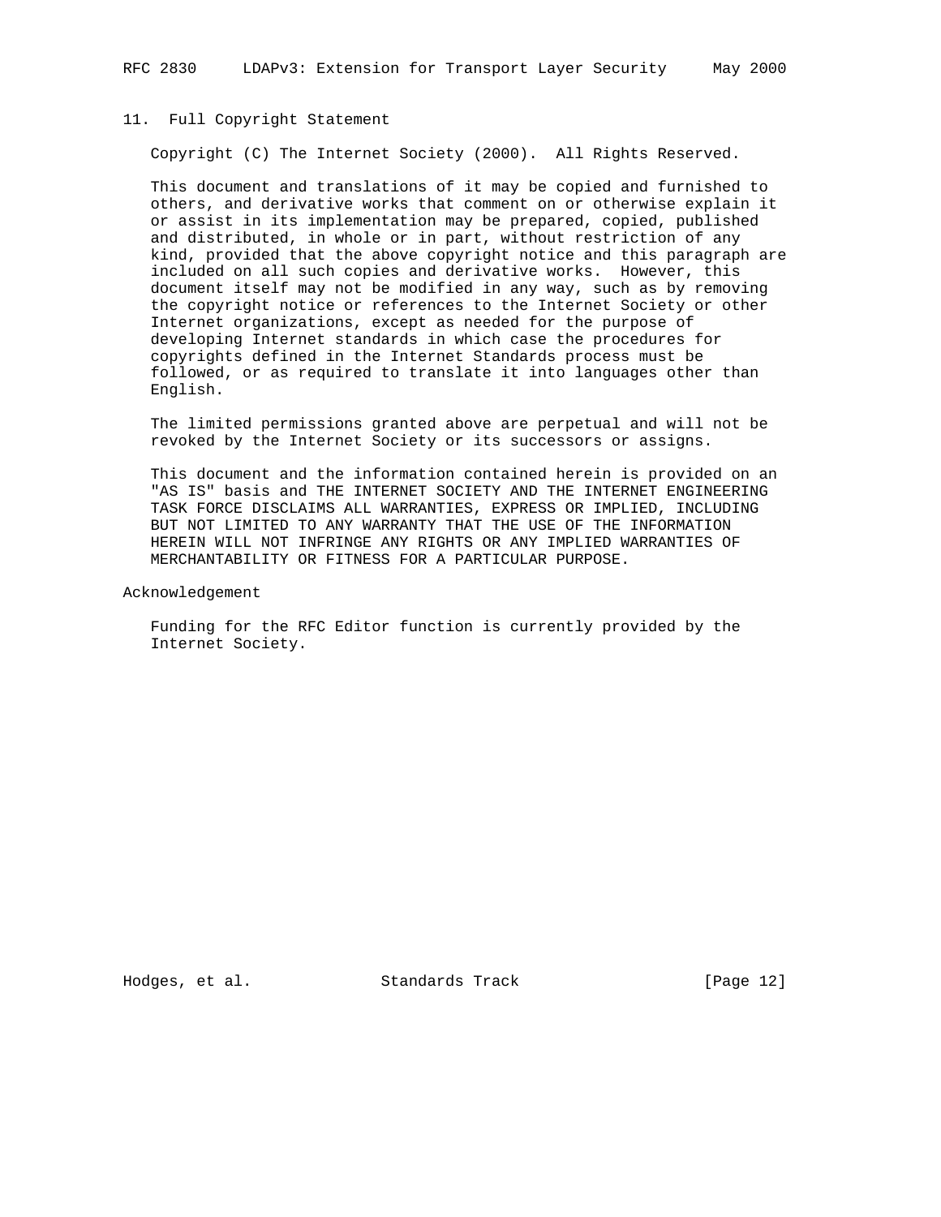## 11. Full Copyright Statement

Copyright (C) The Internet Society (2000). All Rights Reserved.

This document and translations of it may be copied and furnished to others, and derivative works that comment on or otherwise explain it or assist in its implementation may be prepared, copied, published and distributed, in whole or in part, without restriction of any kind, provided that the above copyright notice and this paragraph are included on all such copies and derivative works. However, this document itself may not be modified in any way, such as by removing the copyright notice or references to the Internet Society or other Internet organizations, except as needed for the purpose of developing Internet standards in which case the procedures for copyrights defined in the Internet Standards process must be followed, or as required to translate it into languages other than English.

The limited permissions granted above are perpetual and will not be revoked by the Internet Society or its successors or assigns.

This document and the information contained herein is provided on an "AS IS" basis and THE INTERNET SOCIETY AND THE INTERNET ENGINEERING TASK FORCE DISCLAIMS ALL WARRANTIES, EXPRESS OR IMPLIED, INCLUDING BUT NOT LIMITED TO ANY WARRANTY THAT THE USE OF THE INFORMATION HEREIN WILL NOT INFRINGE ANY RIGHTS OR ANY IMPLIED WARRANTIES OF MERCHANTABILITY OR FITNESS FOR A PARTICULAR PURPOSE.

## Acknowledgement

Funding for the RFC Editor function is currently provided by the Internet Society.